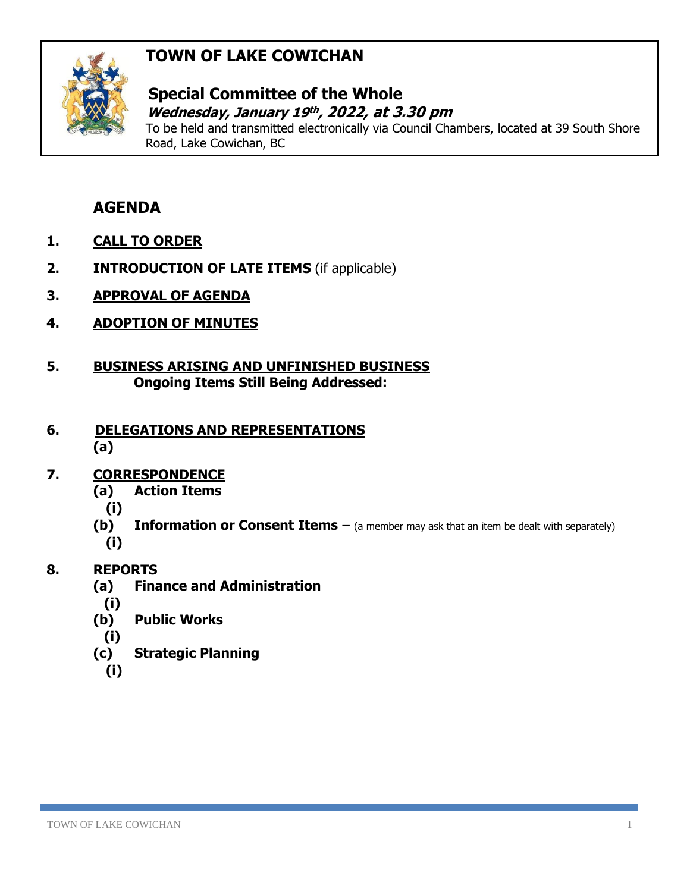# TOWN OF LAKE COWICHAN

## Special Committee of the Whole

***Wednesday, January 19th, 2022, at 3.30 pm***

To be held and transmitted electronically via Council Chambers, located at 39 South Shore Road, Lake Cowichan, BC

## AGENDA

**1. CALL TO ORDER**

**2. INTRODUCTION OF LATE ITEMS** (if applicable)

**3. APPROVAL OF AGENDA**

**4. ADOPTION OF MINUTES**

**5. BUSINESS ARISING AND UNFINISHED BUSINESS**
**Ongoing Items Still Being Addressed:**

**6. DELEGATIONS AND REPRESENTATIONS**
**(a)**

**7. CORRESPONDENCE**
- **(a) Action Items**
  - **(i)**
- **(b) Information or Consent Items** – (a member may ask that an item be dealt with separately)
  - **(i)**

**8. REPORTS**
- **(a) Finance and Administration**
  - **(i)**
- **(b) Public Works**
  - **(i)**
- **(c) Strategic Planning**
  - **(i)**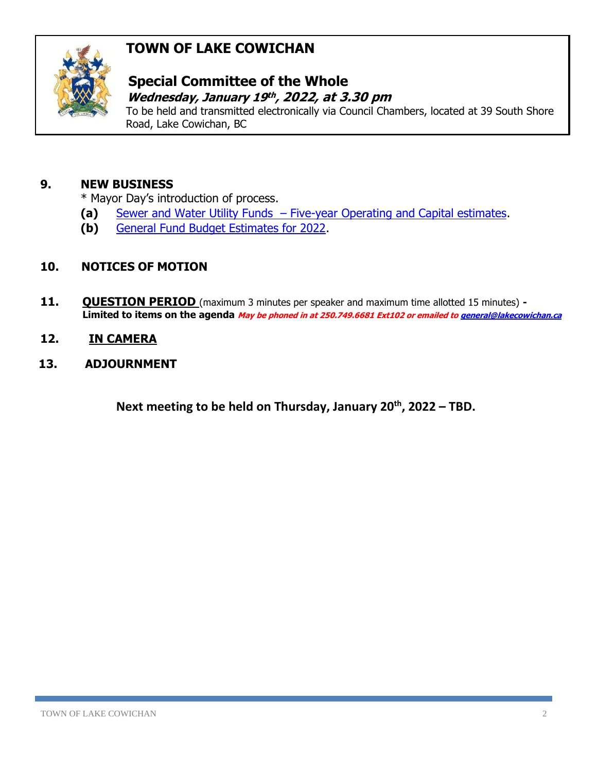# TOWN OF LAKE COWICHAN

## Special Committee of the Whole

***Wednesday, January 19th, 2022, at 3.30 pm***

To be held and transmitted electronically via Council Chambers, located at 39 South Shore Road, Lake Cowichan, BC

**9. NEW BUSINESS**

\* Mayor Day's introduction of process.

**(a)** Sewer and Water Utility Funds – Five-year Operating and Capital estimates.

**(b)** General Fund Budget Estimates for 2022.

**10. NOTICES OF MOTION**

**11. QUESTION PERIOD** (maximum 3 minutes per speaker and maximum time allotted 15 minutes) **- Limited to items on the agenda** ***May be phoned in at 250.749.6681 Ext102 or emailed to general@lakecowichan.ca***

**12. IN CAMERA**

**13. ADJOURNMENT**

**Next meeting to be held on Thursday, January 20th, 2022 – TBD.**